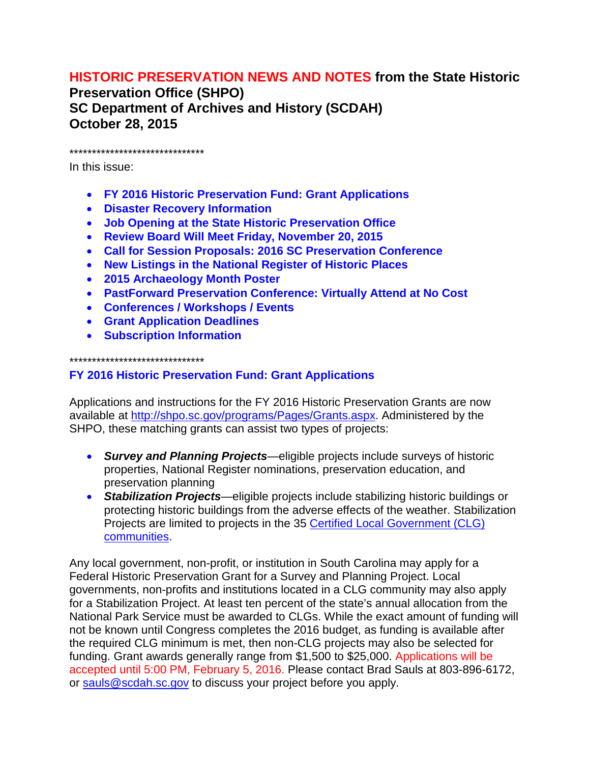# HISTORIC PRESERVATION NEWS AND NOTES from the State Historic Preservation Office (SHPO)
## SC Department of Archives and History (SCDAH)
## October 28, 2015

******************************

In this issue:

- **FY 2016 Historic Preservation Fund: Grant Applications**
- **Disaster Recovery Information**
- **Job Opening at the State Historic Preservation Office**
- **Review Board Will Meet Friday, November 20, 2015**
- **Call for Session Proposals: 2016 SC Preservation Conference**
- **New Listings in the National Register of Historic Places**
- **2015 Archaeology Month Poster**
- **PastForward Preservation Conference: Virtually Attend at No Cost**
- **Conferences / Workshops / Events**
- **Grant Application Deadlines**
- **Subscription Information**

******************************

### FY 2016 Historic Preservation Fund: Grant Applications

Applications and instructions for the FY 2016 Historic Preservation Grants are now available at http://shpo.sc.gov/programs/Pages/Grants.aspx. Administered by the SHPO, these matching grants can assist two types of projects:

- ***Survey and Planning Projects***—eligible projects include surveys of historic properties, National Register nominations, preservation education, and preservation planning
- ***Stabilization Projects***—eligible projects include stabilizing historic buildings or protecting historic buildings from the adverse effects of the weather. Stabilization Projects are limited to projects in the 35 Certified Local Government (CLG) communities.

Any local government, non-profit, or institution in South Carolina may apply for a Federal Historic Preservation Grant for a Survey and Planning Project. Local governments, non-profits and institutions located in a CLG community may also apply for a Stabilization Project. At least ten percent of the state's annual allocation from the National Park Service must be awarded to CLGs. While the exact amount of funding will not be known until Congress completes the 2016 budget, as funding is available after the required CLG minimum is met, then non-CLG projects may also be selected for funding. Grant awards generally range from $1,500 to $25,000. Applications will be accepted until 5:00 PM, February 5, 2016. Please contact Brad Sauls at 803-896-6172, or sauls@scdah.sc.gov to discuss your project before you apply.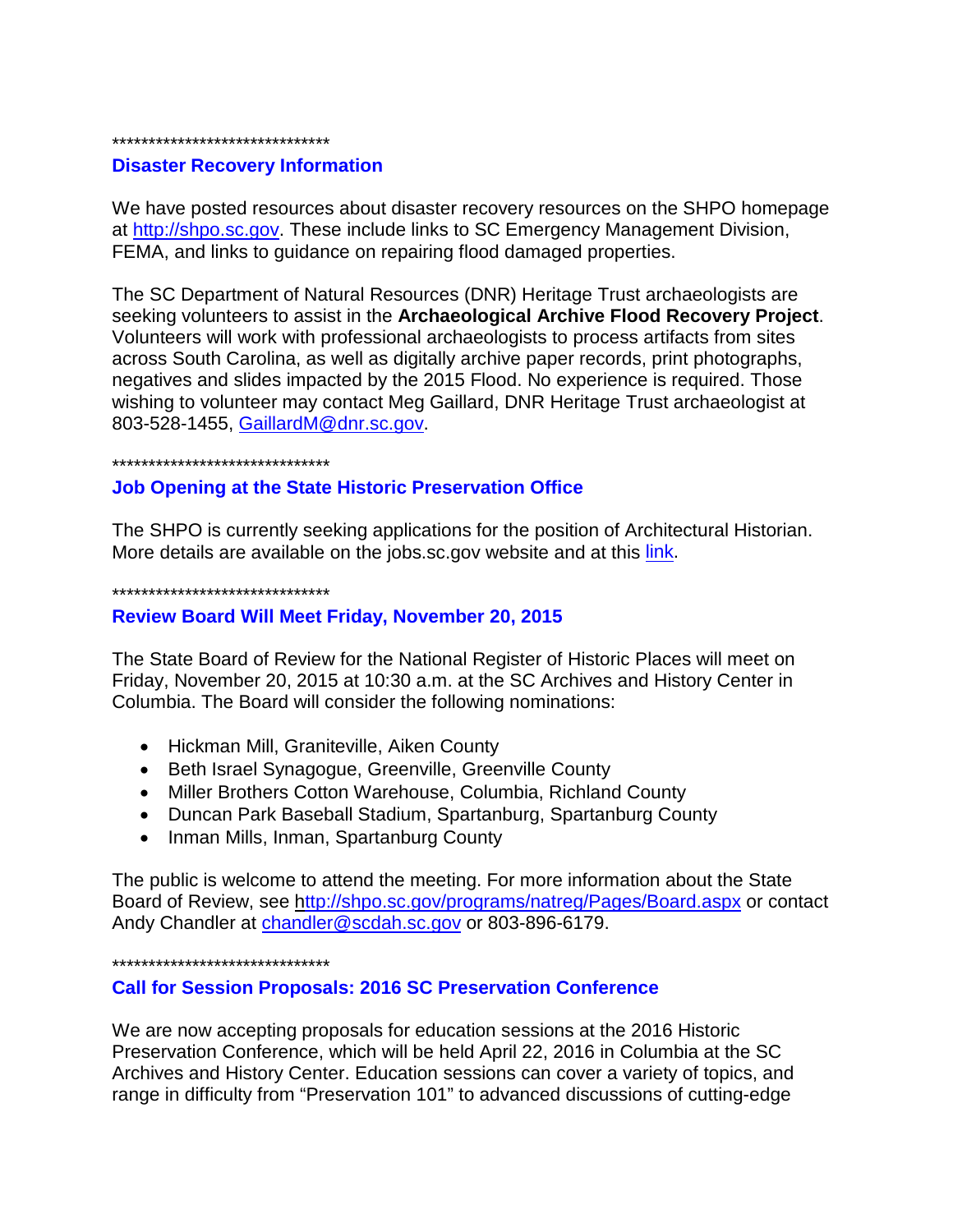*******************************

## Disaster Recovery Information

We have posted resources about disaster recovery resources on the SHPO homepage at http://shpo.sc.gov. These include links to SC Emergency Management Division, FEMA, and links to guidance on repairing flood damaged properties.

The SC Department of Natural Resources (DNR) Heritage Trust archaeologists are seeking volunteers to assist in the **Archaeological Archive Flood Recovery Project**. Volunteers will work with professional archaeologists to process artifacts from sites across South Carolina, as well as digitally archive paper records, print photographs, negatives and slides impacted by the 2015 Flood. No experience is required. Those wishing to volunteer may contact Meg Gaillard, DNR Heritage Trust archaeologist at 803-528-1455, GaillardM@dnr.sc.gov.

*******************************

## Job Opening at the State Historic Preservation Office

The SHPO is currently seeking applications for the position of Architectural Historian. More details are available on the jobs.sc.gov website and at this link.

*******************************

## Review Board Will Meet Friday, November 20, 2015

The State Board of Review for the National Register of Historic Places will meet on Friday, November 20, 2015 at 10:30 a.m. at the SC Archives and History Center in Columbia. The Board will consider the following nominations:

- Hickman Mill, Graniteville, Aiken County
- Beth Israel Synagogue, Greenville, Greenville County
- Miller Brothers Cotton Warehouse, Columbia, Richland County
- Duncan Park Baseball Stadium, Spartanburg, Spartanburg County
- Inman Mills, Inman, Spartanburg County

The public is welcome to attend the meeting. For more information about the State Board of Review, see http://shpo.sc.gov/programs/natreg/Pages/Board.aspx or contact Andy Chandler at chandler@scdah.sc.gov or 803-896-6179.

*******************************

## Call for Session Proposals: 2016 SC Preservation Conference

We are now accepting proposals for education sessions at the 2016 Historic Preservation Conference, which will be held April 22, 2016 in Columbia at the SC Archives and History Center. Education sessions can cover a variety of topics, and range in difficulty from "Preservation 101" to advanced discussions of cutting-edge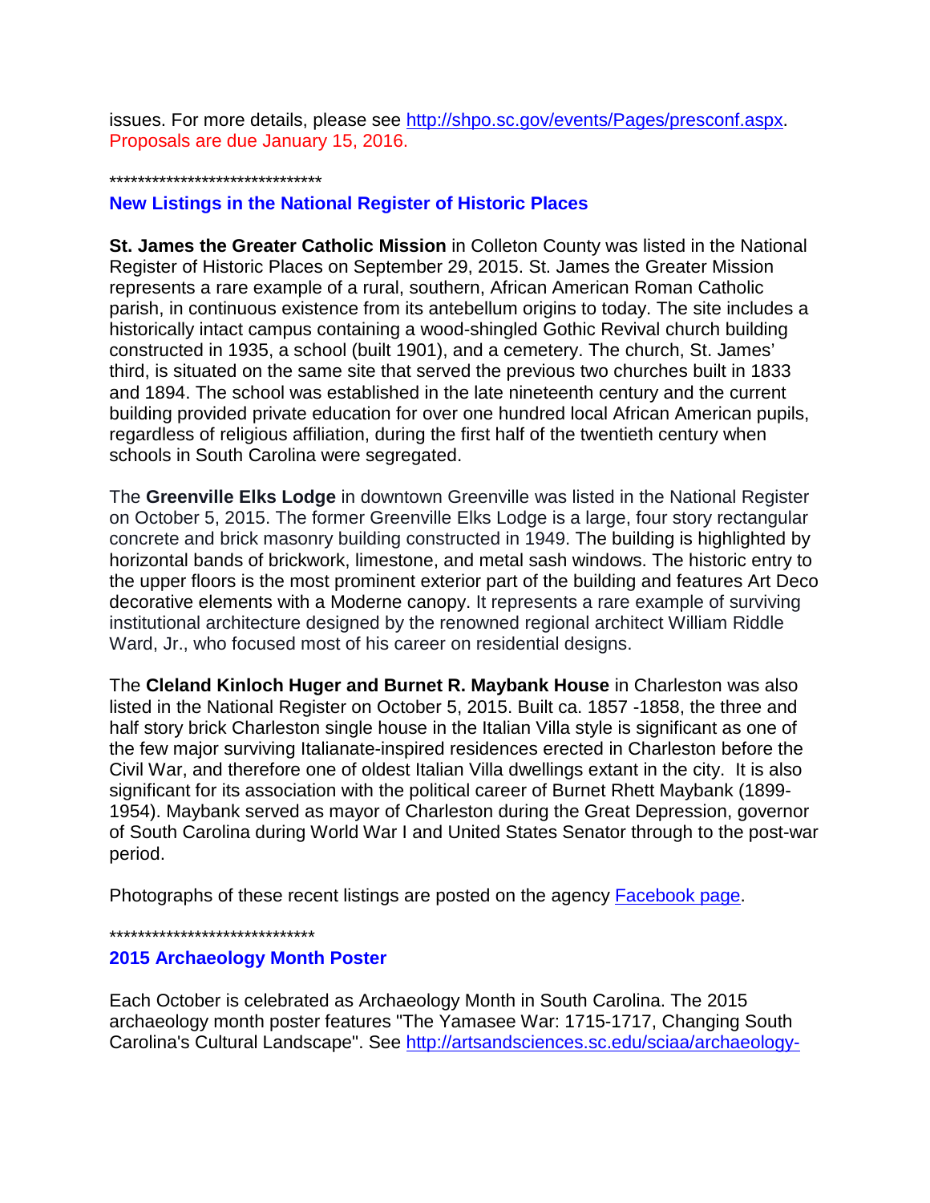issues. For more details, please see http://shpo.sc.gov/events/Pages/presconf.aspx. Proposals are due January 15, 2016.

*******************************

### New Listings in the National Register of Historic Places

**St. James the Greater Catholic Mission** in Colleton County was listed in the National Register of Historic Places on September 29, 2015. St. James the Greater Mission represents a rare example of a rural, southern, African American Roman Catholic parish, in continuous existence from its antebellum origins to today. The site includes a historically intact campus containing a wood-shingled Gothic Revival church building constructed in 1935, a school (built 1901), and a cemetery. The church, St. James' third, is situated on the same site that served the previous two churches built in 1833 and 1894. The school was established in the late nineteenth century and the current building provided private education for over one hundred local African American pupils, regardless of religious affiliation, during the first half of the twentieth century when schools in South Carolina were segregated.

The **Greenville Elks Lodge** in downtown Greenville was listed in the National Register on October 5, 2015. The former Greenville Elks Lodge is a large, four story rectangular concrete and brick masonry building constructed in 1949. The building is highlighted by horizontal bands of brickwork, limestone, and metal sash windows. The historic entry to the upper floors is the most prominent exterior part of the building and features Art Deco decorative elements with a Moderne canopy. It represents a rare example of surviving institutional architecture designed by the renowned regional architect William Riddle Ward, Jr., who focused most of his career on residential designs.

The **Cleland Kinloch Huger and Burnet R. Maybank House** in Charleston was also listed in the National Register on October 5, 2015. Built ca. 1857 -1858, the three and half story brick Charleston single house in the Italian Villa style is significant as one of the few major surviving Italianate-inspired residences erected in Charleston before the Civil War, and therefore one of oldest Italian Villa dwellings extant in the city. It is also significant for its association with the political career of Burnet Rhett Maybank (1899-1954). Maybank served as mayor of Charleston during the Great Depression, governor of South Carolina during World War I and United States Senator through to the post-war period.

Photographs of these recent listings are posted on the agency Facebook page.

*****************************

### 2015 Archaeology Month Poster

Each October is celebrated as Archaeology Month in South Carolina. The 2015 archaeology month poster features "The Yamasee War: 1715-1717, Changing South Carolina's Cultural Landscape". See http://artsandsciences.sc.edu/sciaa/archaeology-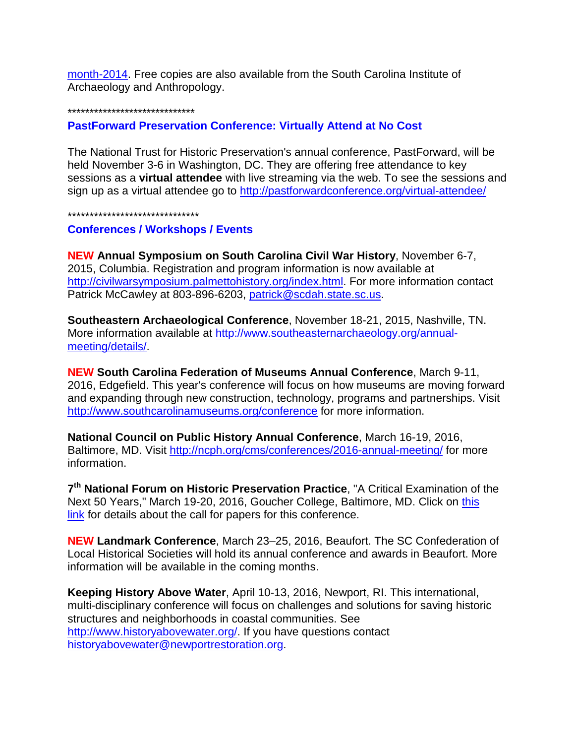month-2014. Free copies are also available from the South Carolina Institute of Archaeology and Anthropology.

******************************

## PastForward Preservation Conference: Virtually Attend at No Cost

The National Trust for Historic Preservation's annual conference, PastForward, will be held November 3-6 in Washington, DC. They are offering free attendance to key sessions as a **virtual attendee** with live streaming via the web. To see the sessions and sign up as a virtual attendee go to http://pastforwardconference.org/virtual-attendee/

*******************************

## Conferences / Workshops / Events

**NEW Annual Symposium on South Carolina Civil War History**, November 6-7, 2015, Columbia. Registration and program information is now available at http://civilwarsymposium.palmettohistory.org/index.html. For more information contact Patrick McCawley at 803-896-6203, patrick@scdah.state.sc.us.

**Southeastern Archaeological Conference**, November 18-21, 2015, Nashville, TN. More information available at http://www.southeasternarchaeology.org/annual-meeting/details/.

**NEW South Carolina Federation of Museums Annual Conference**, March 9-11, 2016, Edgefield. This year's conference will focus on how museums are moving forward and expanding through new construction, technology, programs and partnerships. Visit http://www.southcarolinamuseums.org/conference for more information.

**National Council on Public History Annual Conference**, March 16-19, 2016, Baltimore, MD. Visit http://ncph.org/cms/conferences/2016-annual-meeting/ for more information.

**7th National Forum on Historic Preservation Practice**, "A Critical Examination of the Next 50 Years," March 19-20, 2016, Goucher College, Baltimore, MD. Click on this link for details about the call for papers for this conference.

**NEW Landmark Conference**, March 23–25, 2016, Beaufort. The SC Confederation of Local Historical Societies will hold its annual conference and awards in Beaufort. More information will be available in the coming months.

**Keeping History Above Water**, April 10-13, 2016, Newport, RI. This international, multi-disciplinary conference will focus on challenges and solutions for saving historic structures and neighborhoods in coastal communities. See http://www.historyabovewater.org/. If you have questions contact historyabovewater@newportrestoration.org.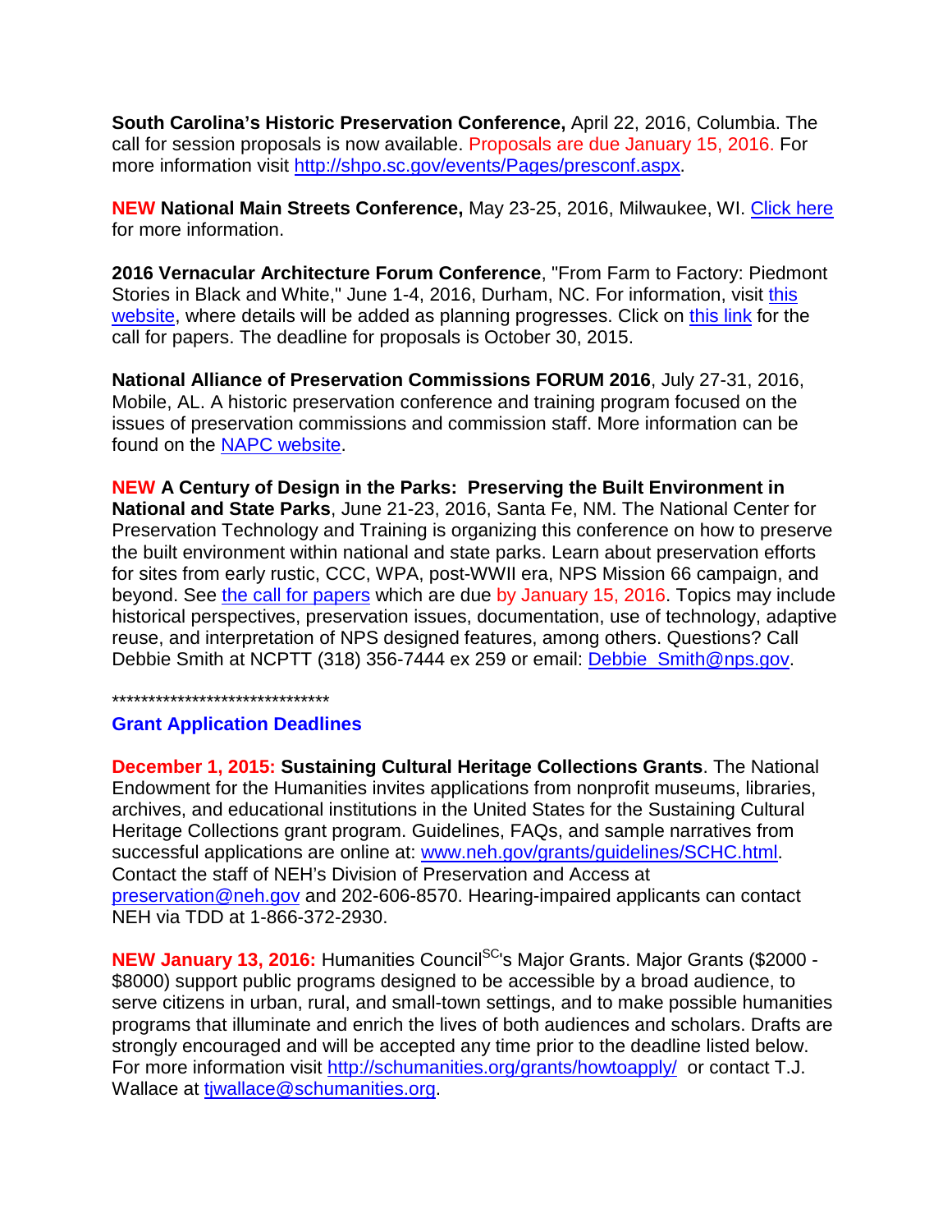**South Carolina's Historic Preservation Conference,** April 22, 2016, Columbia. The call for session proposals is now available. Proposals are due January 15, 2016. For more information visit http://shpo.sc.gov/events/Pages/presconf.aspx.

**NEW National Main Streets Conference,** May 23-25, 2016, Milwaukee, WI. Click here for more information.

**2016 Vernacular Architecture Forum Conference**, "From Farm to Factory: Piedmont Stories in Black and White," June 1-4, 2016, Durham, NC. For information, visit this website, where details will be added as planning progresses. Click on this link for the call for papers. The deadline for proposals is October 30, 2015.

**National Alliance of Preservation Commissions FORUM 2016**, July 27-31, 2016, Mobile, AL. A historic preservation conference and training program focused on the issues of preservation commissions and commission staff. More information can be found on the NAPC website.

**NEW A Century of Design in the Parks: Preserving the Built Environment in National and State Parks**, June 21-23, 2016, Santa Fe, NM. The National Center for Preservation Technology and Training is organizing this conference on how to preserve the built environment within national and state parks. Learn about preservation efforts for sites from early rustic, CCC, WPA, post-WWII era, NPS Mission 66 campaign, and beyond. See the call for papers which are due by January 15, 2016. Topics may include historical perspectives, preservation issues, documentation, use of technology, adaptive reuse, and interpretation of NPS designed features, among others. Questions? Call Debbie Smith at NCPTT (318) 356-7444 ex 259 or email: Debbie_Smith@nps.gov.

******************************

**Grant Application Deadlines**

**December 1, 2015: Sustaining Cultural Heritage Collections Grants**. The National Endowment for the Humanities invites applications from nonprofit museums, libraries, archives, and educational institutions in the United States for the Sustaining Cultural Heritage Collections grant program. Guidelines, FAQs, and sample narratives from successful applications are online at: www.neh.gov/grants/guidelines/SCHC.html. Contact the staff of NEH's Division of Preservation and Access at preservation@neh.gov and 202-606-8570. Hearing-impaired applicants can contact NEH via TDD at 1-866-372-2930.

**NEW January 13, 2016:** Humanities Council[SC]'s Major Grants. Major Grants ($2000 - $8000) support public programs designed to be accessible by a broad audience, to serve citizens in urban, rural, and small-town settings, and to make possible humanities programs that illuminate and enrich the lives of both audiences and scholars. Drafts are strongly encouraged and will be accepted any time prior to the deadline listed below. For more information visit http://schumanities.org/grants/howtoapply/ or contact T.J. Wallace at tjwallace@schumanities.org.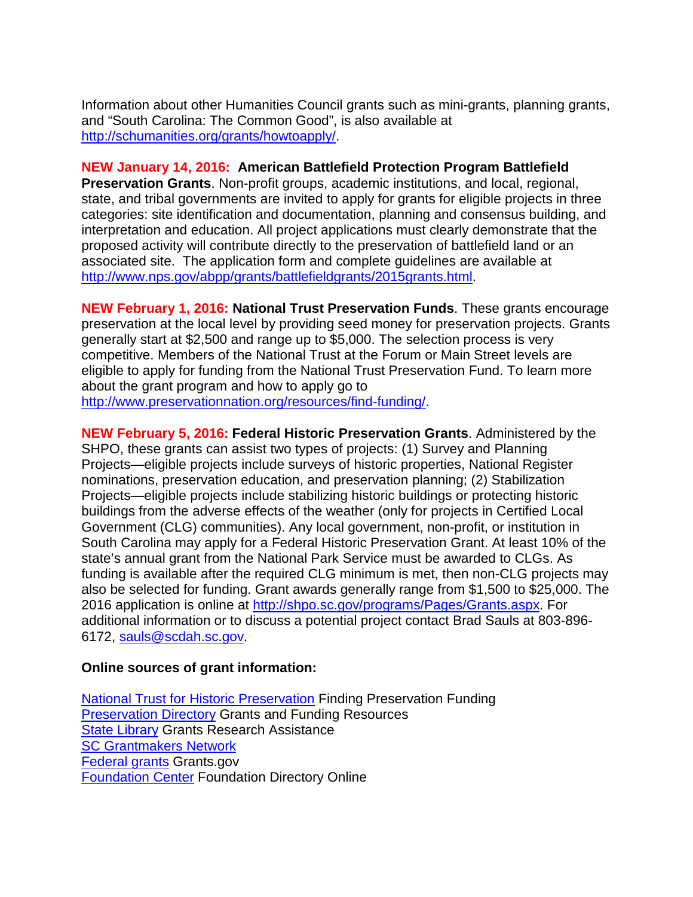Information about other Humanities Council grants such as mini-grants, planning grants, and "South Carolina: The Common Good", is also available at [http://schumanities.org/grants/howtoapply/](http://schumanities.org/grants/howtoapply/).

**NEW January 14, 2016: American Battlefield Protection Program Battlefield Preservation Grants**. Non-profit groups, academic institutions, and local, regional, state, and tribal governments are invited to apply for grants for eligible projects in three categories: site identification and documentation, planning and consensus building, and interpretation and education. All project applications must clearly demonstrate that the proposed activity will contribute directly to the preservation of battlefield land or an associated site. The application form and complete guidelines are available at [http://www.nps.gov/abpp/grants/battlefieldgrants/2015grants.html](http://www.nps.gov/abpp/grants/battlefieldgrants/2015grants.html).

**NEW February 1, 2016: National Trust Preservation Funds**. These grants encourage preservation at the local level by providing seed money for preservation projects. Grants generally start at $2,500 and range up to $5,000. The selection process is very competitive. Members of the National Trust at the Forum or Main Street levels are eligible to apply for funding from the National Trust Preservation Fund. To learn more about the grant program and how to apply go to [http://www.preservationnation.org/resources/find-funding/](http://www.preservationnation.org/resources/find-funding/).

**NEW February 5, 2016: Federal Historic Preservation Grants**. Administered by the SHPO, these grants can assist two types of projects: (1) Survey and Planning Projects—eligible projects include surveys of historic properties, National Register nominations, preservation education, and preservation planning; (2) Stabilization Projects—eligible projects include stabilizing historic buildings or protecting historic buildings from the adverse effects of the weather (only for projects in Certified Local Government (CLG) communities). Any local government, non-profit, or institution in South Carolina may apply for a Federal Historic Preservation Grant. At least 10% of the state's annual grant from the National Park Service must be awarded to CLGs. As funding is available after the required CLG minimum is met, then non-CLG projects may also be selected for funding. Grant awards generally range from $1,500 to $25,000. The 2016 application is online at [http://shpo.sc.gov/programs/Pages/Grants.aspx](http://shpo.sc.gov/programs/Pages/Grants.aspx). For additional information or to discuss a potential project contact Brad Sauls at 803-896-6172, [sauls@scdah.sc.gov](mailto:sauls@scdah.sc.gov).

**Online sources of grant information:**

National Trust for Historic Preservation Finding Preservation Funding
Preservation Directory Grants and Funding Resources
State Library Grants Research Assistance
SC Grantmakers Network
Federal grants Grants.gov
Foundation Center Foundation Directory Online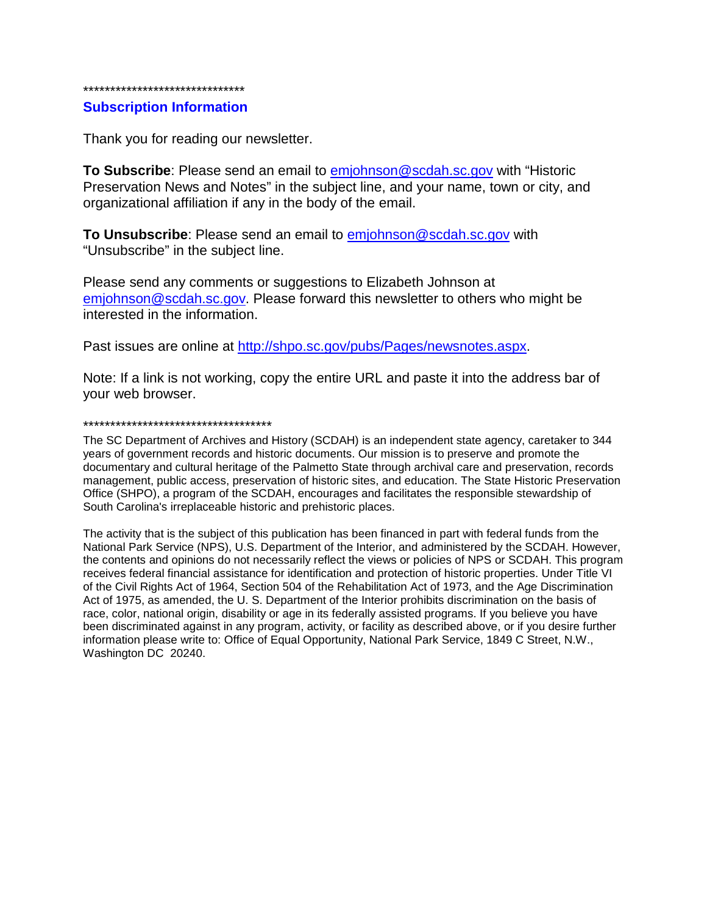******************************

## Subscription Information

Thank you for reading our newsletter.

**To Subscribe**: Please send an email to emjohnson@scdah.sc.gov with "Historic Preservation News and Notes" in the subject line, and your name, town or city, and organizational affiliation if any in the body of the email.

**To Unsubscribe**: Please send an email to emjohnson@scdah.sc.gov with "Unsubscribe" in the subject line.

Please send any comments or suggestions to Elizabeth Johnson at emjohnson@scdah.sc.gov. Please forward this newsletter to others who might be interested in the information.

Past issues are online at http://shpo.sc.gov/pubs/Pages/newsnotes.aspx.

Note: If a link is not working, copy the entire URL and paste it into the address bar of your web browser.

************************************

The SC Department of Archives and History (SCDAH) is an independent state agency, caretaker to 344 years of government records and historic documents. Our mission is to preserve and promote the documentary and cultural heritage of the Palmetto State through archival care and preservation, records management, public access, preservation of historic sites, and education. The State Historic Preservation Office (SHPO), a program of the SCDAH, encourages and facilitates the responsible stewardship of South Carolina's irreplaceable historic and prehistoric places.

The activity that is the subject of this publication has been financed in part with federal funds from the National Park Service (NPS), U.S. Department of the Interior, and administered by the SCDAH. However, the contents and opinions do not necessarily reflect the views or policies of NPS or SCDAH. This program receives federal financial assistance for identification and protection of historic properties. Under Title VI of the Civil Rights Act of 1964, Section 504 of the Rehabilitation Act of 1973, and the Age Discrimination Act of 1975, as amended, the U. S. Department of the Interior prohibits discrimination on the basis of race, color, national origin, disability or age in its federally assisted programs. If you believe you have been discriminated against in any program, activity, or facility as described above, or if you desire further information please write to: Office of Equal Opportunity, National Park Service, 1849 C Street, N.W., Washington DC 20240.